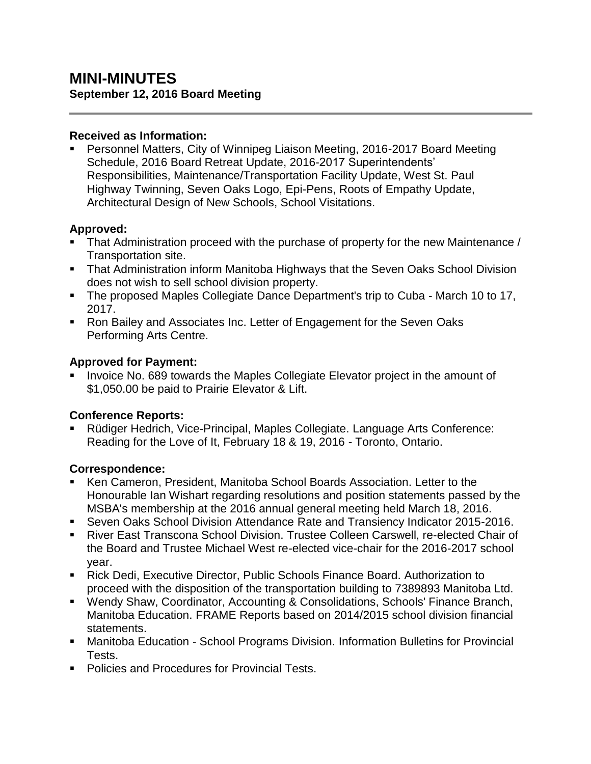# MINI-MINUTES

**September 12, 2016 Board Meeting**

---

**Received as Information:**

- Personnel Matters, City of Winnipeg Liaison Meeting, 2016-2017 Board Meeting Schedule, 2016 Board Retreat Update, 2016-2017 Superintendents' Responsibilities, Maintenance/Transportation Facility Update, West St. Paul Highway Twinning, Seven Oaks Logo, Epi-Pens, Roots of Empathy Update, Architectural Design of New Schools, School Visitations.

**Approved:**

- That Administration proceed with the purchase of property for the new Maintenance / Transportation site.
- That Administration inform Manitoba Highways that the Seven Oaks School Division does not wish to sell school division property.
- The proposed Maples Collegiate Dance Department's trip to Cuba - March 10 to 17, 2017.
- Ron Bailey and Associates Inc. Letter of Engagement for the Seven Oaks Performing Arts Centre.

**Approved for Payment:**

- Invoice No. 689 towards the Maples Collegiate Elevator project in the amount of $1,050.00 be paid to Prairie Elevator & Lift.

**Conference Reports:**

- Rüdiger Hedrich, Vice-Principal, Maples Collegiate. Language Arts Conference: Reading for the Love of It, February 18 & 19, 2016 - Toronto, Ontario.

**Correspondence:**

- Ken Cameron, President, Manitoba School Boards Association. Letter to the Honourable Ian Wishart regarding resolutions and position statements passed by the MSBA's membership at the 2016 annual general meeting held March 18, 2016.
- Seven Oaks School Division Attendance Rate and Transiency Indicator 2015-2016.
- River East Transcona School Division. Trustee Colleen Carswell, re-elected Chair of the Board and Trustee Michael West re-elected vice-chair for the 2016-2017 school year.
- Rick Dedi, Executive Director, Public Schools Finance Board. Authorization to proceed with the disposition of the transportation building to 7389893 Manitoba Ltd.
- Wendy Shaw, Coordinator, Accounting & Consolidations, Schools' Finance Branch, Manitoba Education. FRAME Reports based on 2014/2015 school division financial statements.
- Manitoba Education - School Programs Division. Information Bulletins for Provincial Tests.
- Policies and Procedures for Provincial Tests.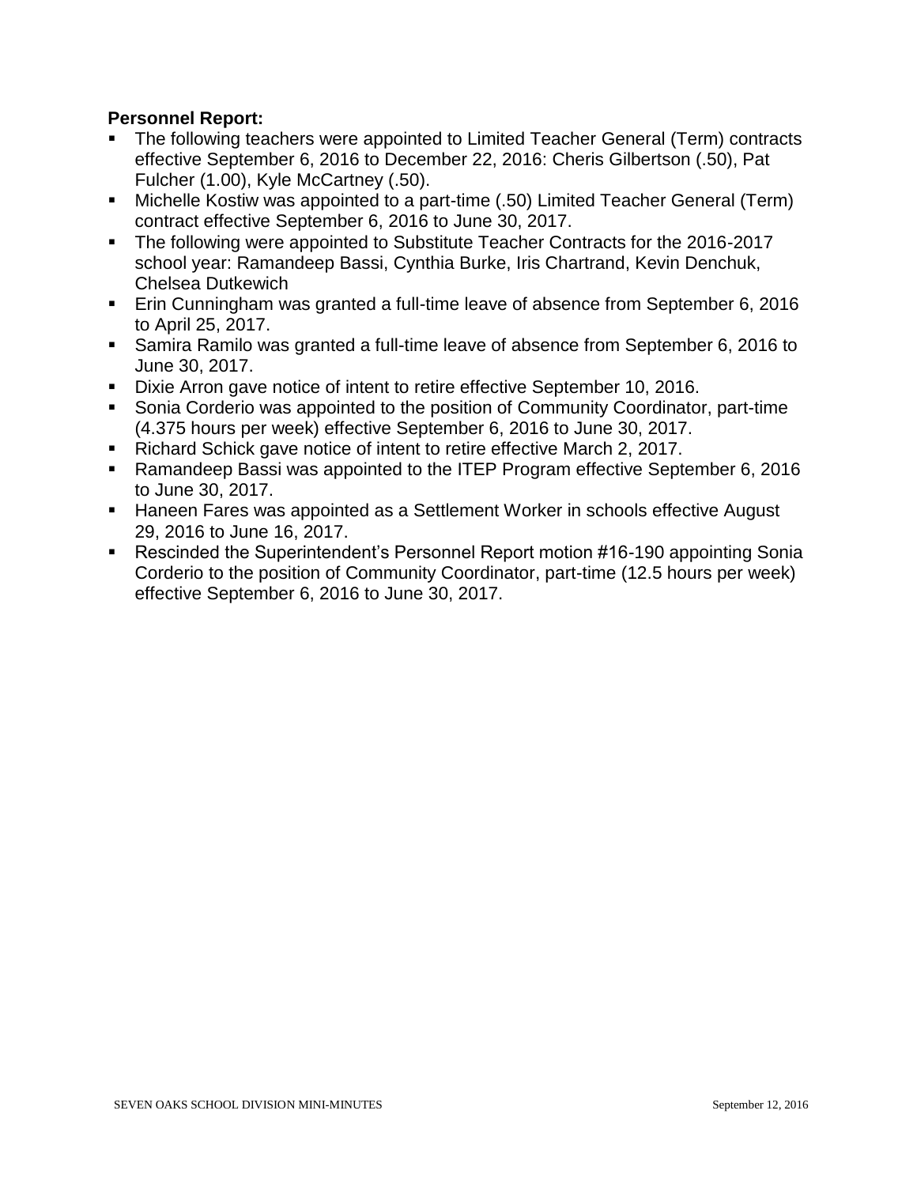**Personnel Report:**

- The following teachers were appointed to Limited Teacher General (Term) contracts effective September 6, 2016 to December 22, 2016: Cheris Gilbertson (.50), Pat Fulcher (1.00), Kyle McCartney (.50).
- Michelle Kostiw was appointed to a part-time (.50) Limited Teacher General (Term) contract effective September 6, 2016 to June 30, 2017.
- The following were appointed to Substitute Teacher Contracts for the 2016-2017 school year: Ramandeep Bassi, Cynthia Burke, Iris Chartrand, Kevin Denchuk, Chelsea Dutkewich
- Erin Cunningham was granted a full-time leave of absence from September 6, 2016 to April 25, 2017.
- Samira Ramilo was granted a full-time leave of absence from September 6, 2016 to June 30, 2017.
- Dixie Arron gave notice of intent to retire effective September 10, 2016.
- Sonia Corderio was appointed to the position of Community Coordinator, part-time (4.375 hours per week) effective September 6, 2016 to June 30, 2017.
- Richard Schick gave notice of intent to retire effective March 2, 2017.
- Ramandeep Bassi was appointed to the ITEP Program effective September 6, 2016 to June 30, 2017.
- Haneen Fares was appointed as a Settlement Worker in schools effective August 29, 2016 to June 16, 2017.
- Rescinded the Superintendent's Personnel Report motion #16-190 appointing Sonia Corderio to the position of Community Coordinator, part-time (12.5 hours per week) effective September 6, 2016 to June 30, 2017.